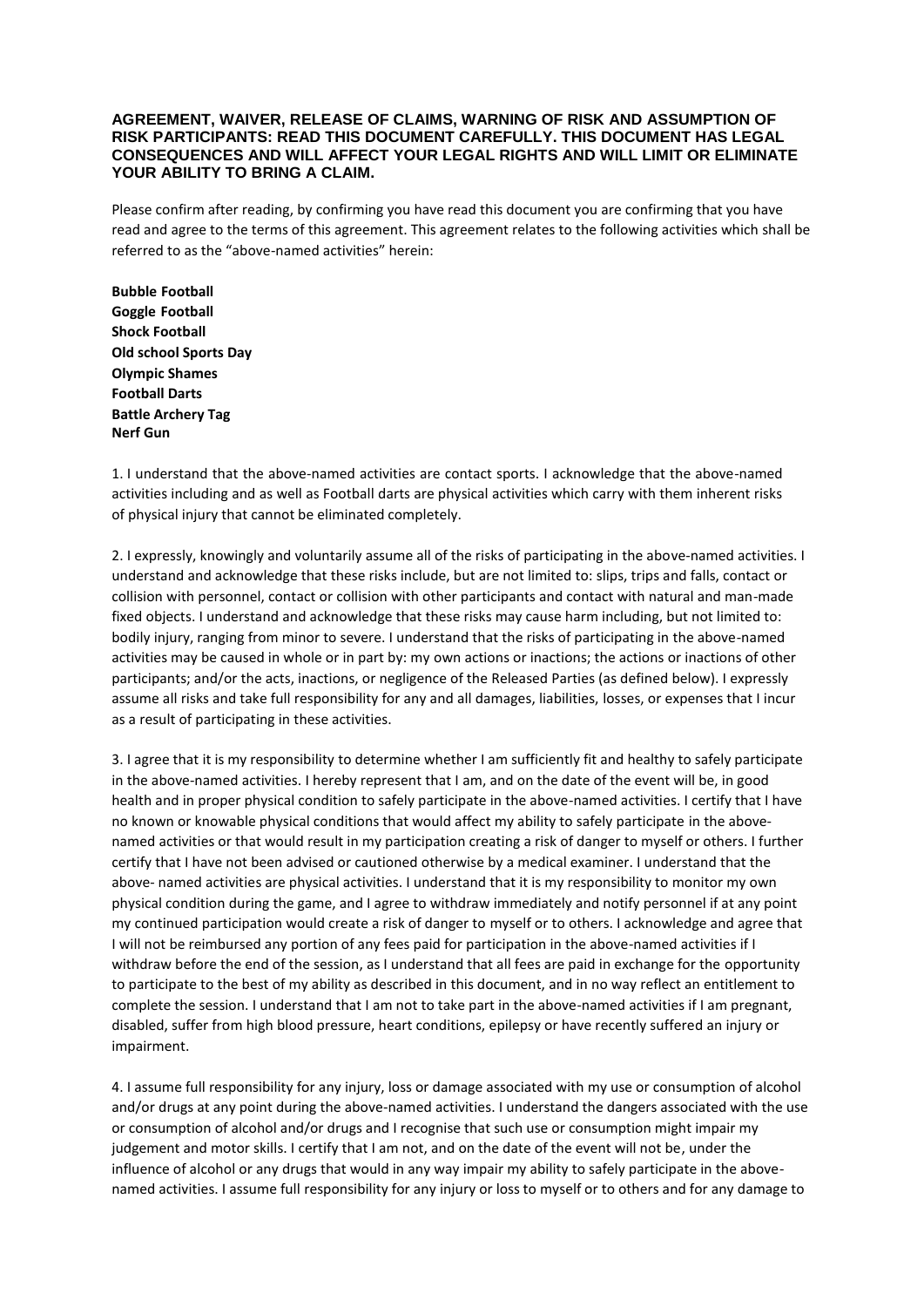**AGREEMENT, WAIVER, RELEASE OF CLAIMS, WARNING OF RISK AND ASSUMPTION OF RISK PARTICIPANTS: READ THIS DOCUMENT CAREFULLY. THIS DOCUMENT HAS LEGAL CONSEQUENCES AND WILL AFFECT YOUR LEGAL RIGHTS AND WILL LIMIT OR ELIMINATE YOUR ABILITY TO BRING A CLAIM.**

Please confirm after reading, by confirming you have read this document you are confirming that you have read and agree to the terms of this agreement. This agreement relates to the following activities which shall be referred to as the "above-named activities" herein:

**Bubble Football**
**Goggle Football**
**Shock Football**
**Old school Sports Day**
**Olympic Shames**
**Football Darts**
**Battle Archery Tag**
**Nerf Gun**

1. I understand that the above-named activities are contact sports. I acknowledge that the above-named activities including and as well as Football darts are physical activities which carry with them inherent risks of physical injury that cannot be eliminated completely.

2. I expressly, knowingly and voluntarily assume all of the risks of participating in the above-named activities. I understand and acknowledge that these risks include, but are not limited to: slips, trips and falls, contact or collision with personnel, contact or collision with other participants and contact with natural and man-made fixed objects. I understand and acknowledge that these risks may cause harm including, but not limited to: bodily injury, ranging from minor to severe. I understand that the risks of participating in the above-named activities may be caused in whole or in part by: my own actions or inactions; the actions or inactions of other participants; and/or the acts, inactions, or negligence of the Released Parties (as defined below). I expressly assume all risks and take full responsibility for any and all damages, liabilities, losses, or expenses that I incur as a result of participating in these activities.

3. I agree that it is my responsibility to determine whether I am sufficiently fit and healthy to safely participate in the above-named activities. I hereby represent that I am, and on the date of the event will be, in good health and in proper physical condition to safely participate in the above-named activities. I certify that I have no known or knowable physical conditions that would affect my ability to safely participate in the above-named activities or that would result in my participation creating a risk of danger to myself or others. I further certify that I have not been advised or cautioned otherwise by a medical examiner. I understand that the above- named activities are physical activities. I understand that it is my responsibility to monitor my own physical condition during the game, and I agree to withdraw immediately and notify personnel if at any point my continued participation would create a risk of danger to myself or to others. I acknowledge and agree that I will not be reimbursed any portion of any fees paid for participation in the above-named activities if I withdraw before the end of the session, as I understand that all fees are paid in exchange for the opportunity to participate to the best of my ability as described in this document, and in no way reflect an entitlement to complete the session. I understand that I am not to take part in the above-named activities if I am pregnant, disabled, suffer from high blood pressure, heart conditions, epilepsy or have recently suffered an injury or impairment.

4. I assume full responsibility for any injury, loss or damage associated with my use or consumption of alcohol and/or drugs at any point during the above-named activities. I understand the dangers associated with the use or consumption of alcohol and/or drugs and I recognise that such use or consumption might impair my judgement and motor skills. I certify that I am not, and on the date of the event will not be, under the influence of alcohol or any drugs that would in any way impair my ability to safely participate in the above-named activities. I assume full responsibility for any injury or loss to myself or to others and for any damage to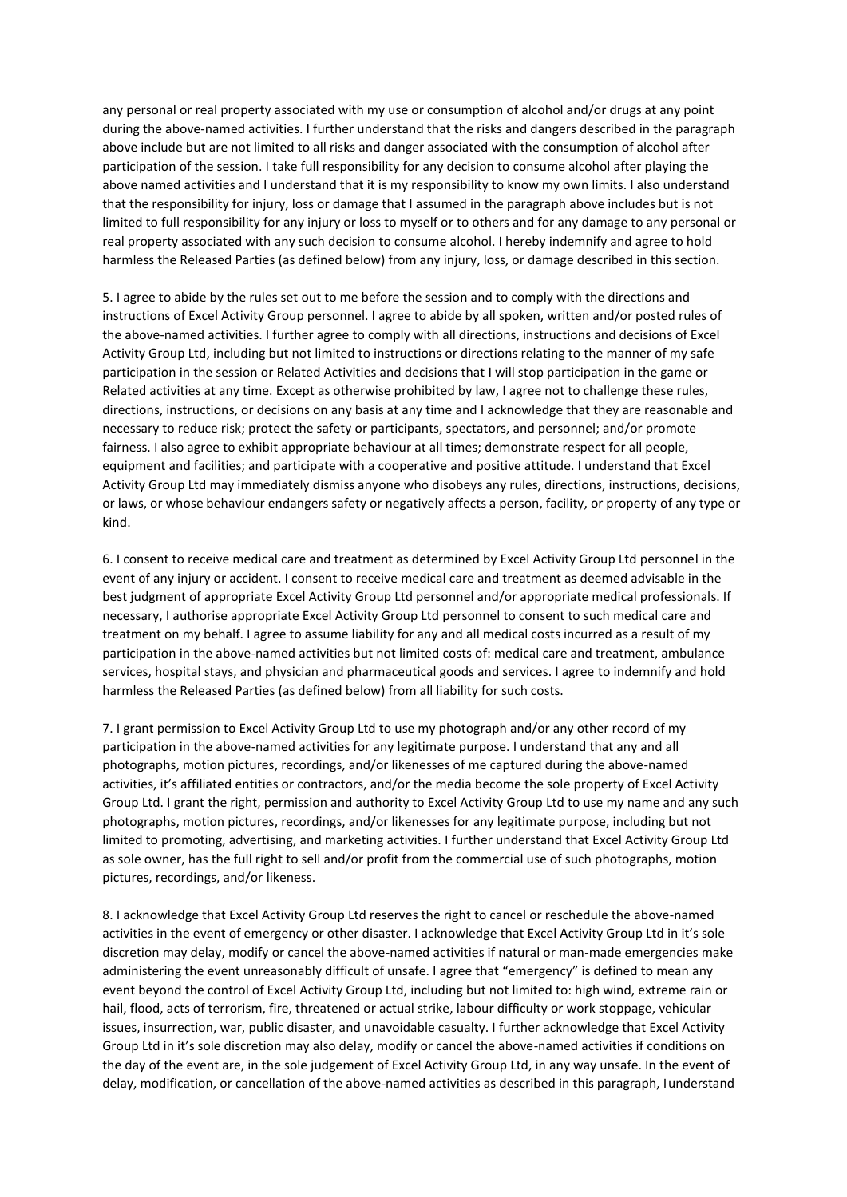any personal or real property associated with my use or consumption of alcohol and/or drugs at any point during the above-named activities. I further understand that the risks and dangers described in the paragraph above include but are not limited to all risks and danger associated with the consumption of alcohol after participation of the session. I take full responsibility for any decision to consume alcohol after playing the above named activities and I understand that it is my responsibility to know my own limits. I also understand that the responsibility for injury, loss or damage that I assumed in the paragraph above includes but is not limited to full responsibility for any injury or loss to myself or to others and for any damage to any personal or real property associated with any such decision to consume alcohol. I hereby indemnify and agree to hold harmless the Released Parties (as defined below) from any injury, loss, or damage described in this section.

5. I agree to abide by the rules set out to me before the session and to comply with the directions and instructions of Excel Activity Group personnel. I agree to abide by all spoken, written and/or posted rules of the above-named activities. I further agree to comply with all directions, instructions and decisions of Excel Activity Group Ltd, including but not limited to instructions or directions relating to the manner of my safe participation in the session or Related Activities and decisions that I will stop participation in the game or Related activities at any time. Except as otherwise prohibited by law, I agree not to challenge these rules, directions, instructions, or decisions on any basis at any time and I acknowledge that they are reasonable and necessary to reduce risk; protect the safety or participants, spectators, and personnel; and/or promote fairness. I also agree to exhibit appropriate behaviour at all times; demonstrate respect for all people, equipment and facilities; and participate with a cooperative and positive attitude. I understand that Excel Activity Group Ltd may immediately dismiss anyone who disobeys any rules, directions, instructions, decisions, or laws, or whose behaviour endangers safety or negatively affects a person, facility, or property of any type or kind.

6. I consent to receive medical care and treatment as determined by Excel Activity Group Ltd personnel in the event of any injury or accident. I consent to receive medical care and treatment as deemed advisable in the best judgment of appropriate Excel Activity Group Ltd personnel and/or appropriate medical professionals. If necessary, I authorise appropriate Excel Activity Group Ltd personnel to consent to such medical care and treatment on my behalf. I agree to assume liability for any and all medical costs incurred as a result of my participation in the above-named activities but not limited costs of: medical care and treatment, ambulance services, hospital stays, and physician and pharmaceutical goods and services. I agree to indemnify and hold harmless the Released Parties (as defined below) from all liability for such costs.

7. I grant permission to Excel Activity Group Ltd to use my photograph and/or any other record of my participation in the above-named activities for any legitimate purpose. I understand that any and all photographs, motion pictures, recordings, and/or likenesses of me captured during the above-named activities, it's affiliated entities or contractors, and/or the media become the sole property of Excel Activity Group Ltd. I grant the right, permission and authority to Excel Activity Group Ltd to use my name and any such photographs, motion pictures, recordings, and/or likenesses for any legitimate purpose, including but not limited to promoting, advertising, and marketing activities. I further understand that Excel Activity Group Ltd as sole owner, has the full right to sell and/or profit from the commercial use of such photographs, motion pictures, recordings, and/or likeness.

8. I acknowledge that Excel Activity Group Ltd reserves the right to cancel or reschedule the above-named activities in the event of emergency or other disaster. I acknowledge that Excel Activity Group Ltd in it's sole discretion may delay, modify or cancel the above-named activities if natural or man-made emergencies make administering the event unreasonably difficult of unsafe. I agree that "emergency" is defined to mean any event beyond the control of Excel Activity Group Ltd, including but not limited to: high wind, extreme rain or hail, flood, acts of terrorism, fire, threatened or actual strike, labour difficulty or work stoppage, vehicular issues, insurrection, war, public disaster, and unavoidable casualty. I further acknowledge that Excel Activity Group Ltd in it's sole discretion may also delay, modify or cancel the above-named activities if conditions on the day of the event are, in the sole judgement of Excel Activity Group Ltd, in any way unsafe. In the event of delay, modification, or cancellation of the above-named activities as described in this paragraph, I understand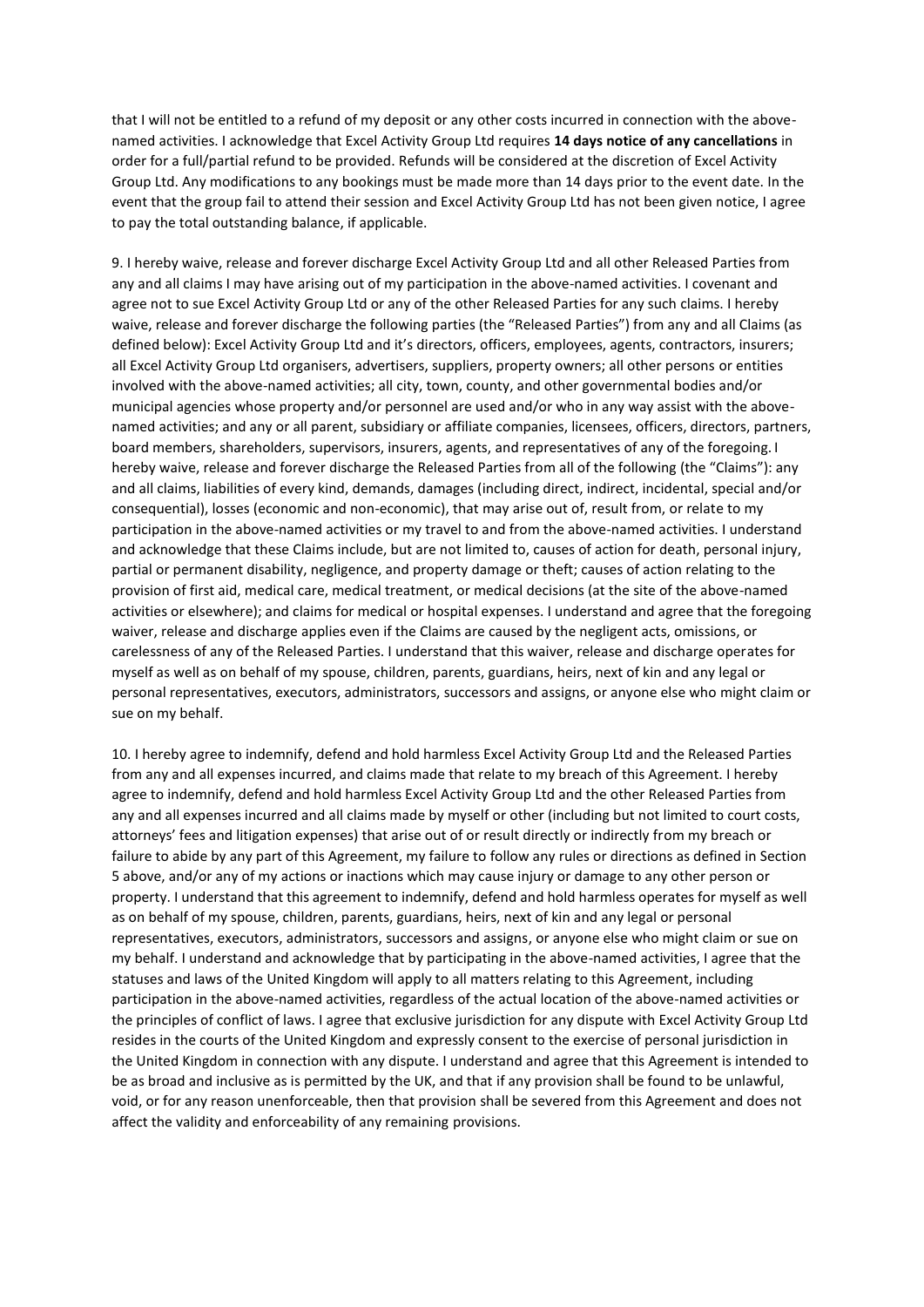that I will not be entitled to a refund of my deposit or any other costs incurred in connection with the above-named activities. I acknowledge that Excel Activity Group Ltd requires **14 days notice of any cancellations** in order for a full/partial refund to be provided. Refunds will be considered at the discretion of Excel Activity Group Ltd. Any modifications to any bookings must be made more than 14 days prior to the event date. In the event that the group fail to attend their session and Excel Activity Group Ltd has not been given notice, I agree to pay the total outstanding balance, if applicable.

9. I hereby waive, release and forever discharge Excel Activity Group Ltd and all other Released Parties from any and all claims I may have arising out of my participation in the above-named activities. I covenant and agree not to sue Excel Activity Group Ltd or any of the other Released Parties for any such claims. I hereby waive, release and forever discharge the following parties (the "Released Parties") from any and all Claims (as defined below): Excel Activity Group Ltd and it's directors, officers, employees, agents, contractors, insurers; all Excel Activity Group Ltd organisers, advertisers, suppliers, property owners; all other persons or entities involved with the above-named activities; all city, town, county, and other governmental bodies and/or municipal agencies whose property and/or personnel are used and/or who in any way assist with the above-named activities; and any or all parent, subsidiary or affiliate companies, licensees, officers, directors, partners, board members, shareholders, supervisors, insurers, agents, and representatives of any of the foregoing. I hereby waive, release and forever discharge the Released Parties from all of the following (the "Claims"): any and all claims, liabilities of every kind, demands, damages (including direct, indirect, incidental, special and/or consequential), losses (economic and non-economic), that may arise out of, result from, or relate to my participation in the above-named activities or my travel to and from the above-named activities. I understand and acknowledge that these Claims include, but are not limited to, causes of action for death, personal injury, partial or permanent disability, negligence, and property damage or theft; causes of action relating to the provision of first aid, medical care, medical treatment, or medical decisions (at the site of the above-named activities or elsewhere); and claims for medical or hospital expenses. I understand and agree that the foregoing waiver, release and discharge applies even if the Claims are caused by the negligent acts, omissions, or carelessness of any of the Released Parties. I understand that this waiver, release and discharge operates for myself as well as on behalf of my spouse, children, parents, guardians, heirs, next of kin and any legal or personal representatives, executors, administrators, successors and assigns, or anyone else who might claim or sue on my behalf.

10. I hereby agree to indemnify, defend and hold harmless Excel Activity Group Ltd and the Released Parties from any and all expenses incurred, and claims made that relate to my breach of this Agreement. I hereby agree to indemnify, defend and hold harmless Excel Activity Group Ltd and the other Released Parties from any and all expenses incurred and all claims made by myself or other (including but not limited to court costs, attorneys' fees and litigation expenses) that arise out of or result directly or indirectly from my breach or failure to abide by any part of this Agreement, my failure to follow any rules or directions as defined in Section 5 above, and/or any of my actions or inactions which may cause injury or damage to any other person or property. I understand that this agreement to indemnify, defend and hold harmless operates for myself as well as on behalf of my spouse, children, parents, guardians, heirs, next of kin and any legal or personal representatives, executors, administrators, successors and assigns, or anyone else who might claim or sue on my behalf. I understand and acknowledge that by participating in the above-named activities, I agree that the statuses and laws of the United Kingdom will apply to all matters relating to this Agreement, including participation in the above-named activities, regardless of the actual location of the above-named activities or the principles of conflict of laws. I agree that exclusive jurisdiction for any dispute with Excel Activity Group Ltd resides in the courts of the United Kingdom and expressly consent to the exercise of personal jurisdiction in the United Kingdom in connection with any dispute. I understand and agree that this Agreement is intended to be as broad and inclusive as is permitted by the UK, and that if any provision shall be found to be unlawful, void, or for any reason unenforceable, then that provision shall be severed from this Agreement and does not affect the validity and enforceability of any remaining provisions.